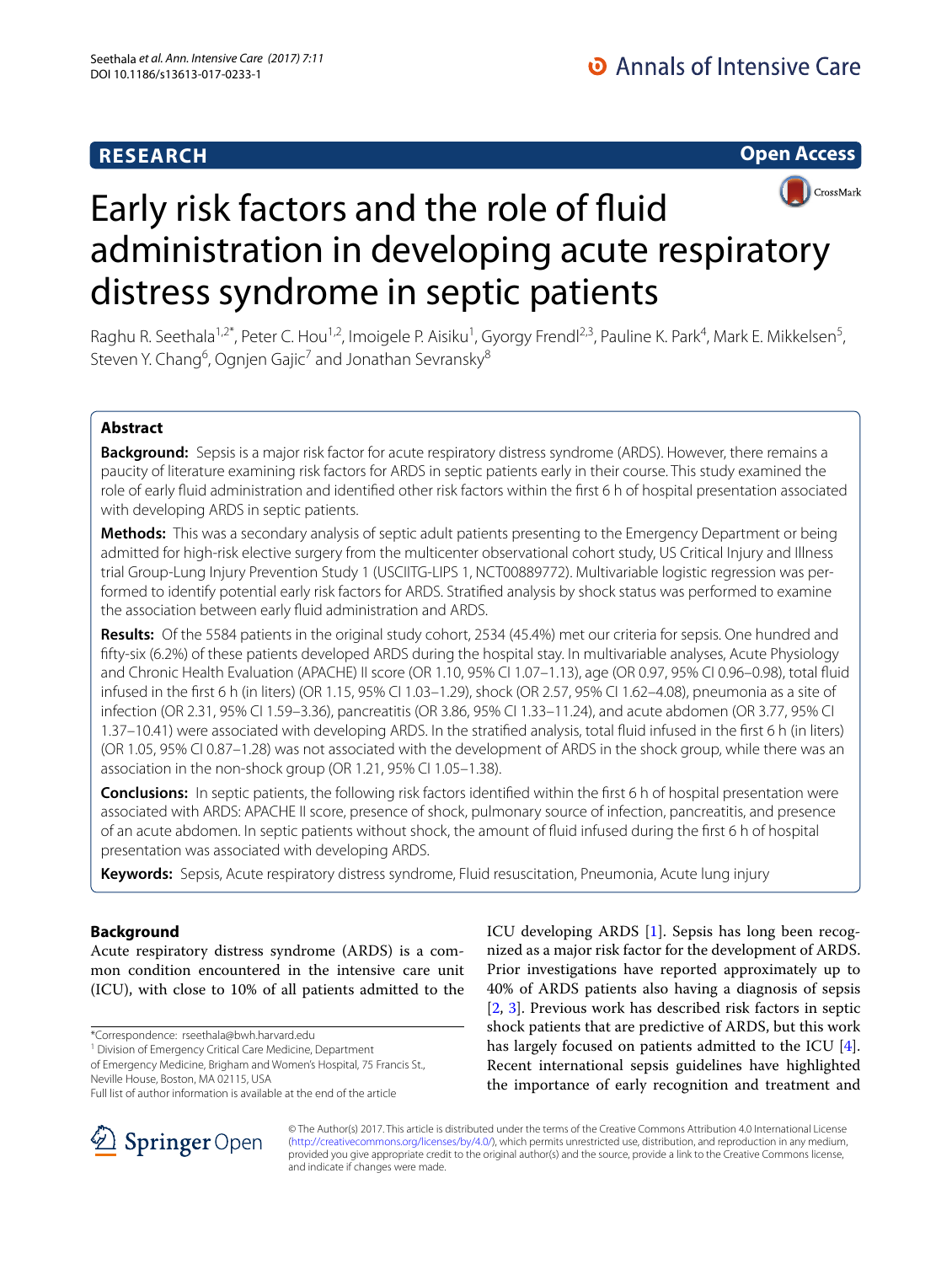RESEARCH

Open Access

# Early risk factors and the role of fluid administration in developing acute respiratory distress syndrome in septic patients

Raghu R. Seethala[1,2*], Peter C. Hou[1,2], Imoigele P. Aisiku[1], Gyorgy Frendl[2,3], Pauline K. Park[4], Mark E. Mikkelsen[5], Steven Y. Chang[6], Ognjen Gajic[7] and Jonathan Sevransky[8]

## Abstract

**Background:** Sepsis is a major risk factor for acute respiratory distress syndrome (ARDS). However, there remains a paucity of literature examining risk factors for ARDS in septic patients early in their course. This study examined the role of early fluid administration and identified other risk factors within the first 6 h of hospital presentation associated with developing ARDS in septic patients.

**Methods:** This was a secondary analysis of septic adult patients presenting to the Emergency Department or being admitted for high-risk elective surgery from the multicenter observational cohort study, US Critical Injury and Illness trial Group-Lung Injury Prevention Study 1 (USCIITG-LIPS 1, NCT00889772). Multivariable logistic regression was performed to identify potential early risk factors for ARDS. Stratified analysis by shock status was performed to examine the association between early fluid administration and ARDS.

**Results:** Of the 5584 patients in the original study cohort, 2534 (45.4%) met our criteria for sepsis. One hundred and fifty-six (6.2%) of these patients developed ARDS during the hospital stay. In multivariable analyses, Acute Physiology and Chronic Health Evaluation (APACHE) II score (OR 1.10, 95% CI 1.07–1.13), age (OR 0.97, 95% CI 0.96–0.98), total fluid infused in the first 6 h (in liters) (OR 1.15, 95% CI 1.03–1.29), shock (OR 2.57, 95% CI 1.62–4.08), pneumonia as a site of infection (OR 2.31, 95% CI 1.59–3.36), pancreatitis (OR 3.86, 95% CI 1.33–11.24), and acute abdomen (OR 3.77, 95% CI 1.37–10.41) were associated with developing ARDS. In the stratified analysis, total fluid infused in the first 6 h (in liters) (OR 1.05, 95% CI 0.87–1.28) was not associated with the development of ARDS in the shock group, while there was an association in the non-shock group (OR 1.21, 95% CI 1.05–1.38).

**Conclusions:** In septic patients, the following risk factors identified within the first 6 h of hospital presentation were associated with ARDS: APACHE II score, presence of shock, pulmonary source of infection, pancreatitis, and presence of an acute abdomen. In septic patients without shock, the amount of fluid infused during the first 6 h of hospital presentation was associated with developing ARDS.

**Keywords:** Sepsis, Acute respiratory distress syndrome, Fluid resuscitation, Pneumonia, Acute lung injury

## Background

Acute respiratory distress syndrome (ARDS) is a common condition encountered in the intensive care unit (ICU), with close to 10% of all patients admitted to the ICU developing ARDS [1]. Sepsis has long been recognized as a major risk factor for the development of ARDS. Prior investigations have reported approximately up to 40% of ARDS patients also having a diagnosis of sepsis [2, 3]. Previous work has described risk factors in septic shock patients that are predictive of ARDS, but this work has largely focused on patients admitted to the ICU [4]. Recent international sepsis guidelines have highlighted the importance of early recognition and treatment and

*Correspondence: rseethala@bwh.harvard.edu
[1] Division of Emergency Critical Care Medicine, Department of Emergency Medicine, Brigham and Women's Hospital, 75 Francis St., Neville House, Boston, MA 02115, USA
Full list of author information is available at the end of the article

© The Author(s) 2017. This article is distributed under the terms of the Creative Commons Attribution 4.0 International License (http://creativecommons.org/licenses/by/4.0/), which permits unrestricted use, distribution, and reproduction in any medium, provided you give appropriate credit to the original author(s) and the source, provide a link to the Creative Commons license, and indicate if changes were made.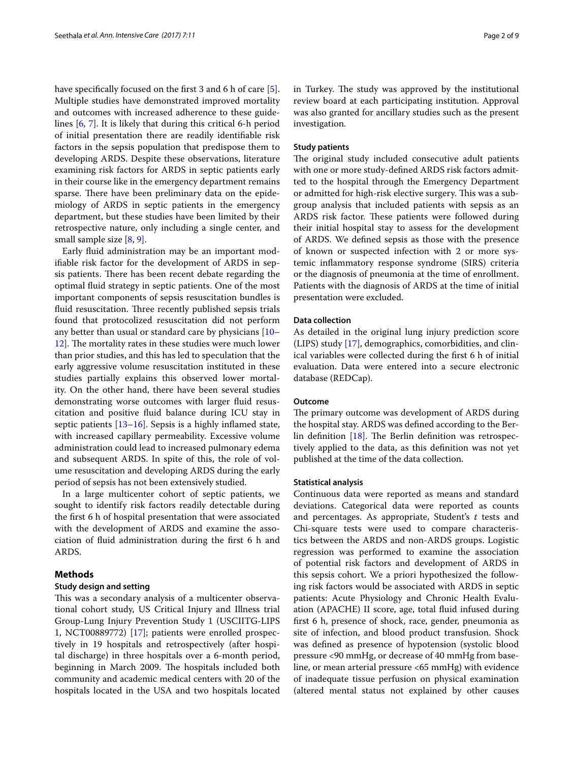have specifically focused on the first 3 and 6 h of care [5]. Multiple studies have demonstrated improved mortality and outcomes with increased adherence to these guidelines [6, 7]. It is likely that during this critical 6-h period of initial presentation there are readily identifiable risk factors in the sepsis population that predispose them to developing ARDS. Despite these observations, literature examining risk factors for ARDS in septic patients early in their course like in the emergency department remains sparse. There have been preliminary data on the epidemiology of ARDS in septic patients in the emergency department, but these studies have been limited by their retrospective nature, only including a single center, and small sample size [8, 9].

Early fluid administration may be an important modifiable risk factor for the development of ARDS in sepsis patients. There has been recent debate regarding the optimal fluid strategy in septic patients. One of the most important components of sepsis resuscitation bundles is fluid resuscitation. Three recently published sepsis trials found that protocolized resuscitation did not perform any better than usual or standard care by physicians [10–12]. The mortality rates in these studies were much lower than prior studies, and this has led to speculation that the early aggressive volume resuscitation instituted in these studies partially explains this observed lower mortality. On the other hand, there have been several studies demonstrating worse outcomes with larger fluid resuscitation and positive fluid balance during ICU stay in septic patients [13–16]. Sepsis is a highly inflamed state, with increased capillary permeability. Excessive volume administration could lead to increased pulmonary edema and subsequent ARDS. In spite of this, the role of volume resuscitation and developing ARDS during the early period of sepsis has not been extensively studied.

In a large multicenter cohort of septic patients, we sought to identify risk factors readily detectable during the first 6 h of hospital presentation that were associated with the development of ARDS and examine the association of fluid administration during the first 6 h and ARDS.

## Methods

### Study design and setting

This was a secondary analysis of a multicenter observational cohort study, US Critical Injury and Illness trial Group-Lung Injury Prevention Study 1 (USCIITG-LIPS 1, NCT00889772) [17]; patients were enrolled prospectively in 19 hospitals and retrospectively (after hospital discharge) in three hospitals over a 6-month period, beginning in March 2009. The hospitals included both community and academic medical centers with 20 of the hospitals located in the USA and two hospitals located in Turkey. The study was approved by the institutional review board at each participating institution. Approval was also granted for ancillary studies such as the present investigation.

### Study patients

The original study included consecutive adult patients with one or more study-defined ARDS risk factors admitted to the hospital through the Emergency Department or admitted for high-risk elective surgery. This was a subgroup analysis that included patients with sepsis as an ARDS risk factor. These patients were followed during their initial hospital stay to assess for the development of ARDS. We defined sepsis as those with the presence of known or suspected infection with 2 or more systemic inflammatory response syndrome (SIRS) criteria or the diagnosis of pneumonia at the time of enrollment. Patients with the diagnosis of ARDS at the time of initial presentation were excluded.

### Data collection

As detailed in the original lung injury prediction score (LIPS) study [17], demographics, comorbidities, and clinical variables were collected during the first 6 h of initial evaluation. Data were entered into a secure electronic database (REDCap).

### Outcome

The primary outcome was development of ARDS during the hospital stay. ARDS was defined according to the Berlin definition [18]. The Berlin definition was retrospectively applied to the data, as this definition was not yet published at the time of the data collection.

### Statistical analysis

Continuous data were reported as means and standard deviations. Categorical data were reported as counts and percentages. As appropriate, Student's *t* tests and Chi-square tests were used to compare characteristics between the ARDS and non-ARDS groups. Logistic regression was performed to examine the association of potential risk factors and development of ARDS in this sepsis cohort. We a priori hypothesized the following risk factors would be associated with ARDS in septic patients: Acute Physiology and Chronic Health Evaluation (APACHE) II score, age, total fluid infused during first 6 h, presence of shock, race, gender, pneumonia as site of infection, and blood product transfusion. Shock was defined as presence of hypotension (systolic blood pressure <90 mmHg, or decrease of 40 mmHg from baseline, or mean arterial pressure <65 mmHg) with evidence of inadequate tissue perfusion on physical examination (altered mental status not explained by other causes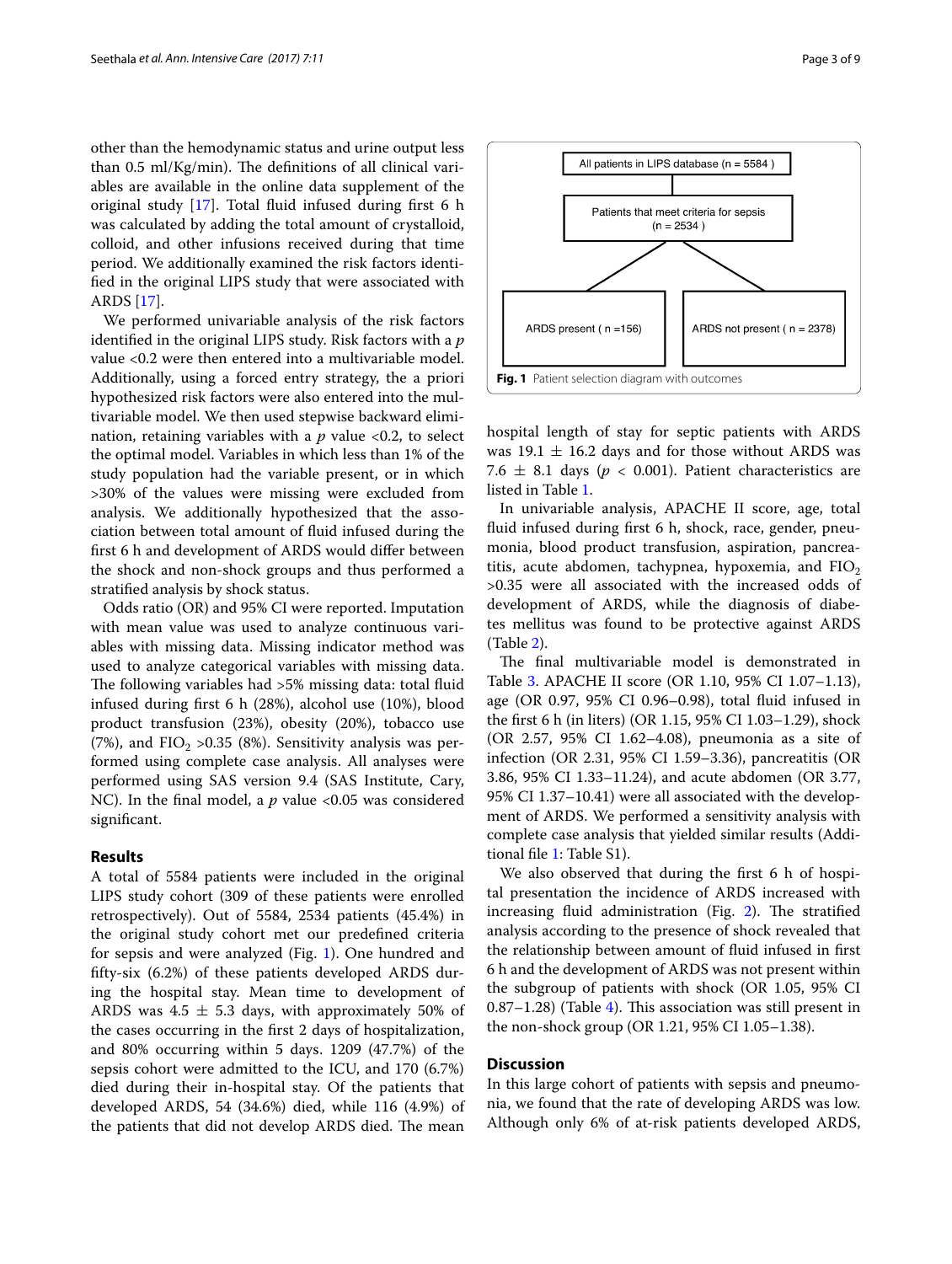other than the hemodynamic status and urine output less than 0.5 ml/Kg/min). The definitions of all clinical variables are available in the online data supplement of the original study [17]. Total fluid infused during first 6 h was calculated by adding the total amount of crystalloid, colloid, and other infusions received during that time period. We additionally examined the risk factors identified in the original LIPS study that were associated with ARDS [17].

We performed univariable analysis of the risk factors identified in the original LIPS study. Risk factors with a $p$ value <0.2 were then entered into a multivariable model. Additionally, using a forced entry strategy, the a priori hypothesized risk factors were also entered into the multivariable model. We then used stepwise backward elimination, retaining variables with a $p$ value <0.2, to select the optimal model. Variables in which less than 1% of the study population had the variable present, or in which >30% of the values were missing were excluded from analysis. We additionally hypothesized that the association between total amount of fluid infused during the first 6 h and development of ARDS would differ between the shock and non-shock groups and thus performed a stratified analysis by shock status.

Odds ratio (OR) and 95% CI were reported. Imputation with mean value was used to analyze continuous variables with missing data. Missing indicator method was used to analyze categorical variables with missing data. The following variables had >5% missing data: total fluid infused during first 6 h (28%), alcohol use (10%), blood product transfusion (23%), obesity (20%), tobacco use (7%), and $FIO_2$ >0.35 (8%). Sensitivity analysis was performed using complete case analysis. All analyses were performed using SAS version 9.4 (SAS Institute, Cary, NC). In the final model, a $p$ value <0.05 was considered significant.

## Results

A total of 5584 patients were included in the original LIPS study cohort (309 of these patients were enrolled retrospectively). Out of 5584, 2534 patients (45.4%) in the original study cohort met our predefined criteria for sepsis and were analyzed (Fig. 1). One hundred and fifty-six (6.2%) of these patients developed ARDS during the hospital stay. Mean time to development of ARDS was 4.5 ± 5.3 days, with approximately 50% of the cases occurring in the first 2 days of hospitalization, and 80% occurring within 5 days. 1209 (47.7%) of the sepsis cohort were admitted to the ICU, and 170 (6.7%) died during their in-hospital stay. Of the patients that developed ARDS, 54 (34.6%) died, while 116 (4.9%) of the patients that did not develop ARDS died. The mean hospital length of stay for septic patients with ARDS was 19.1 ± 16.2 days and for those without ARDS was 7.6 ± 8.1 days ($p$ < 0.001). Patient characteristics are listed in Table 1.

All patients in LIPS database (n = 5584 )

Patients that meet criteria for sepsis (n = 2534 )

ARDS present ( n =156) | ARDS not present ( n = 2378)

**Fig. 1** Patient selection diagram with outcomes

In univariable analysis, APACHE II score, age, total fluid infused during first 6 h, shock, race, gender, pneumonia, blood product transfusion, aspiration, pancreatitis, acute abdomen, tachypnea, hypoxemia, and $FIO_2$ >0.35 were all associated with the increased odds of development of ARDS, while the diagnosis of diabetes mellitus was found to be protective against ARDS (Table 2).

The final multivariable model is demonstrated in Table 3. APACHE II score (OR 1.10, 95% CI 1.07–1.13), age (OR 0.97, 95% CI 0.96–0.98), total fluid infused in the first 6 h (in liters) (OR 1.15, 95% CI 1.03–1.29), shock (OR 2.57, 95% CI 1.62–4.08), pneumonia as a site of infection (OR 2.31, 95% CI 1.59–3.36), pancreatitis (OR 3.86, 95% CI 1.33–11.24), and acute abdomen (OR 3.77, 95% CI 1.37–10.41) were all associated with the development of ARDS. We performed a sensitivity analysis with complete case analysis that yielded similar results (Additional file 1: Table S1).

We also observed that during the first 6 h of hospital presentation the incidence of ARDS increased with increasing fluid administration (Fig. 2). The stratified analysis according to the presence of shock revealed that the relationship between amount of fluid infused in first 6 h and the development of ARDS was not present within the subgroup of patients with shock (OR 1.05, 95% CI 0.87–1.28) (Table 4). This association was still present in the non-shock group (OR 1.21, 95% CI 1.05–1.38).

## Discussion

In this large cohort of patients with sepsis and pneumonia, we found that the rate of developing ARDS was low. Although only 6% of at-risk patients developed ARDS,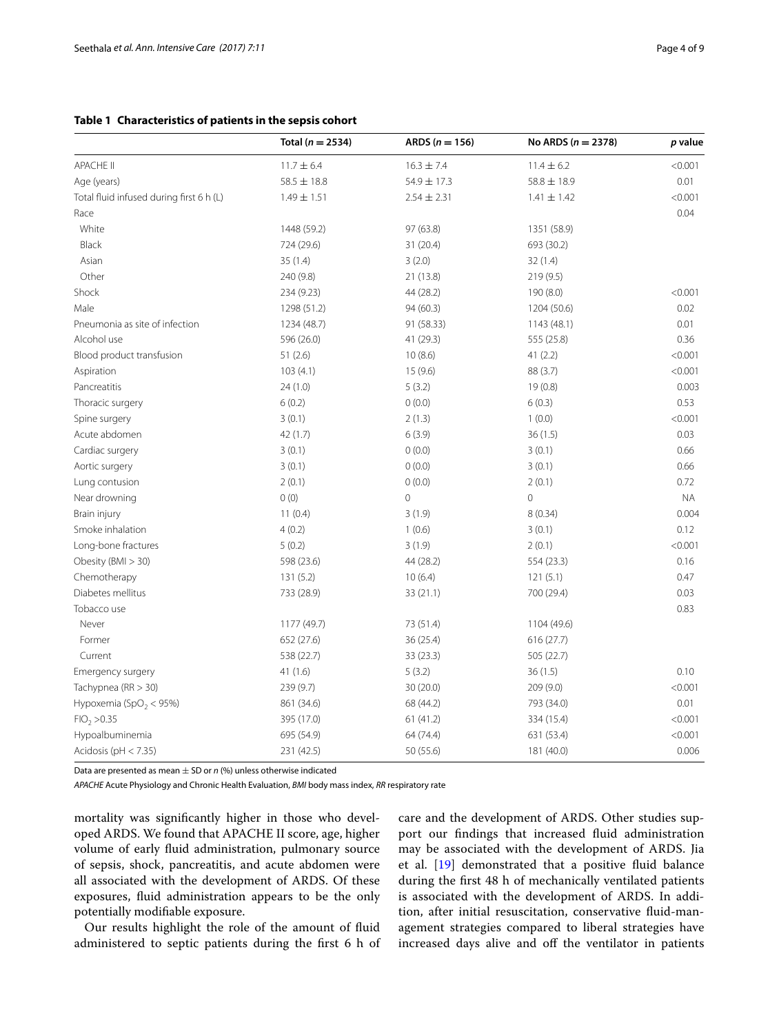**Table 1 Characteristics of patients in the sepsis cohort**

| | Total ($n = 2534$) | ARDS ($n = 156$) | No ARDS ($n = 2378$) | *p* value |
|---|---|---|---|---|
| APACHE II | 11.7 ± 6.4 | 16.3 ± 7.4 | 11.4 ± 6.2 | <0.001 |
| Age (years) | 58.5 ± 18.8 | 54.9 ± 17.3 | 58.8 ± 18.9 | 0.01 |
| Total fluid infused during first 6 h (L) | 1.49 ± 1.51 | 2.54 ± 2.31 | 1.41 ± 1.42 | <0.001 |
| Race | | | | 0.04 |
| White | 1448 (59.2) | 97 (63.8) | 1351 (58.9) | |
| Black | 724 (29.6) | 31 (20.4) | 693 (30.2) | |
| Asian | 35 (1.4) | 3 (2.0) | 32 (1.4) | |
| Other | 240 (9.8) | 21 (13.8) | 219 (9.5) | |
| Shock | 234 (9.23) | 44 (28.2) | 190 (8.0) | <0.001 |
| Male | 1298 (51.2) | 94 (60.3) | 1204 (50.6) | 0.02 |
| Pneumonia as site of infection | 1234 (48.7) | 91 (58.33) | 1143 (48.1) | 0.01 |
| Alcohol use | 596 (26.0) | 41 (29.3) | 555 (25.8) | 0.36 |
| Blood product transfusion | 51 (2.6) | 10 (8.6) | 41 (2.2) | <0.001 |
| Aspiration | 103 (4.1) | 15 (9.6) | 88 (3.7) | <0.001 |
| Pancreatitis | 24 (1.0) | 5 (3.2) | 19 (0.8) | 0.003 |
| Thoracic surgery | 6 (0.2) | 0 (0.0) | 6 (0.3) | 0.53 |
| Spine surgery | 3 (0.1) | 2 (1.3) | 1 (0.0) | <0.001 |
| Acute abdomen | 42 (1.7) | 6 (3.9) | 36 (1.5) | 0.03 |
| Cardiac surgery | 3 (0.1) | 0 (0.0) | 3 (0.1) | 0.66 |
| Aortic surgery | 3 (0.1) | 0 (0.0) | 3 (0.1) | 0.66 |
| Lung contusion | 2 (0.1) | 0 (0.0) | 2 (0.1) | 0.72 |
| Near drowning | 0 (0) | 0 | 0 | NA |
| Brain injury | 11 (0.4) | 3 (1.9) | 8 (0.34) | 0.004 |
| Smoke inhalation | 4 (0.2) | 1 (0.6) | 3 (0.1) | 0.12 |
| Long-bone fractures | 5 (0.2) | 3 (1.9) | 2 (0.1) | <0.001 |
| Obesity (BMI > 30) | 598 (23.6) | 44 (28.2) | 554 (23.3) | 0.16 |
| Chemotherapy | 131 (5.2) | 10 (6.4) | 121 (5.1) | 0.47 |
| Diabetes mellitus | 733 (28.9) | 33 (21.1) | 700 (29.4) | 0.03 |
| Tobacco use | | | | 0.83 |
| Never | 1177 (49.7) | 73 (51.4) | 1104 (49.6) | |
| Former | 652 (27.6) | 36 (25.4) | 616 (27.7) | |
| Current | 538 (22.7) | 33 (23.3) | 505 (22.7) | |
| Emergency surgery | 41 (1.6) | 5 (3.2) | 36 (1.5) | 0.10 |
| Tachypnea (RR > 30) | 239 (9.7) | 30 (20.0) | 209 (9.0) | <0.001 |
| Hypoxemia ($SpO_2$ < 95%) | 861 (34.6) | 68 (44.2) | 793 (34.0) | 0.01 |
| $FIO_2$ >0.35 | 395 (17.0) | 61 (41.2) | 334 (15.4) | <0.001 |
| Hypoalbuminemia | 695 (54.9) | 64 (74.4) | 631 (53.4) | <0.001 |
| Acidosis (pH < 7.35) | 231 (42.5) | 50 (55.6) | 181 (40.0) | 0.006 |

Data are presented as mean ± SD or *n* (%) unless otherwise indicated

*APACHE* Acute Physiology and Chronic Health Evaluation, *BMI* body mass index, *RR* respiratory rate

mortality was significantly higher in those who developed ARDS. We found that APACHE II score, age, higher volume of early fluid administration, pulmonary source of sepsis, shock, pancreatitis, and acute abdomen were all associated with the development of ARDS. Of these exposures, fluid administration appears to be the only potentially modifiable exposure.

Our results highlight the role of the amount of fluid administered to septic patients during the first 6 h of care and the development of ARDS. Other studies support our findings that increased fluid administration may be associated with the development of ARDS. Jia et al. [19] demonstrated that a positive fluid balance during the first 48 h of mechanically ventilated patients is associated with the development of ARDS. In addition, after initial resuscitation, conservative fluid-management strategies compared to liberal strategies have increased days alive and off the ventilator in patients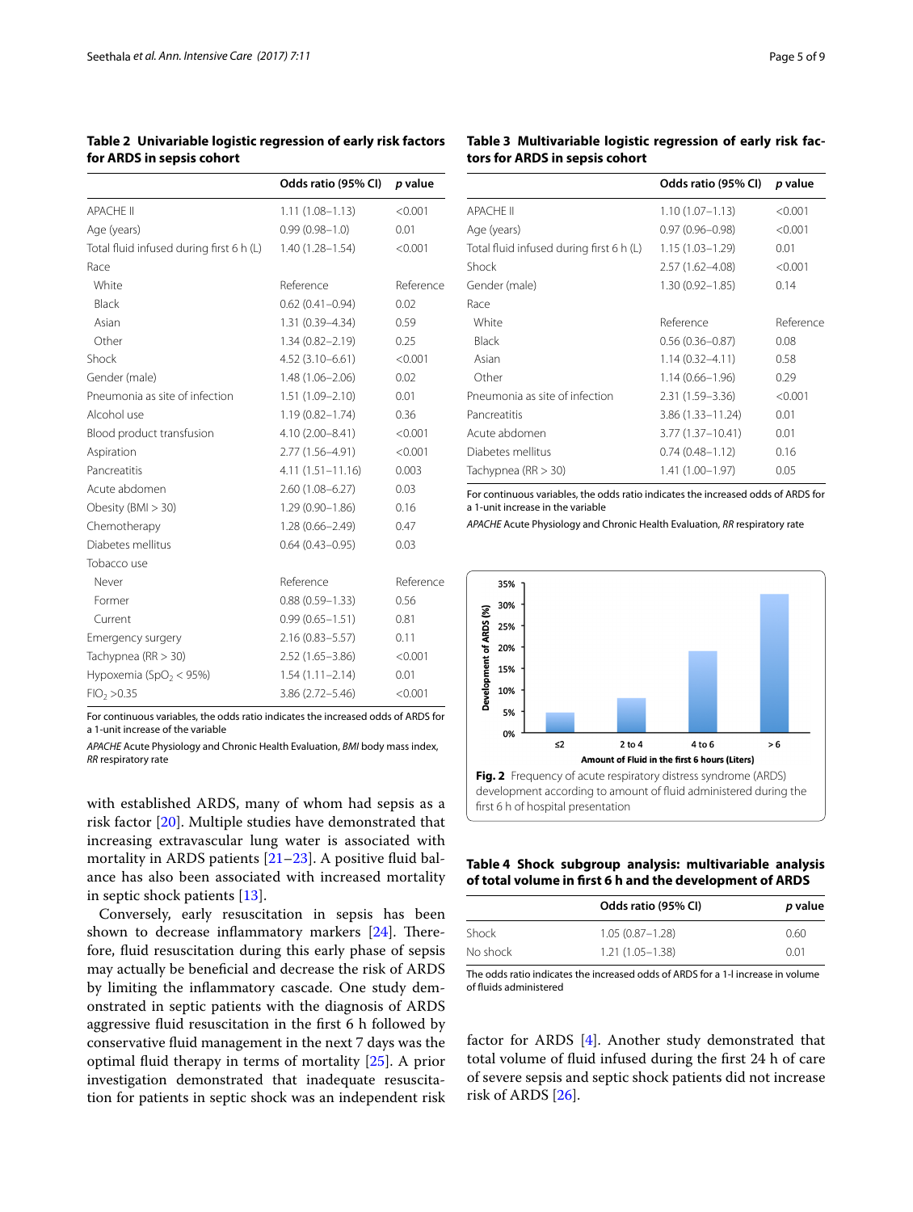**Table 2 Univariable logistic regression of early risk factors for ARDS in sepsis cohort**

| | Odds ratio (95% CI) | *p* value |
|---|---|---|
| APACHE II | 1.11 (1.08–1.13) | <0.001 |
| Age (years) | 0.99 (0.98–1.0) | 0.01 |
| Total fluid infused during first 6 h (L) | 1.40 (1.28–1.54) | <0.001 |
| Race | | |
| White | Reference | Reference |
| Black | 0.62 (0.41–0.94) | 0.02 |
| Asian | 1.31 (0.39–4.34) | 0.59 |
| Other | 1.34 (0.82–2.19) | 0.25 |
| Shock | 4.52 (3.10–6.61) | <0.001 |
| Gender (male) | 1.48 (1.06–2.06) | 0.02 |
| Pneumonia as site of infection | 1.51 (1.09–2.10) | 0.01 |
| Alcohol use | 1.19 (0.82–1.74) | 0.36 |
| Blood product transfusion | 4.10 (2.00–8.41) | <0.001 |
| Aspiration | 2.77 (1.56–4.91) | <0.001 |
| Pancreatitis | 4.11 (1.51–11.16) | 0.003 |
| Acute abdomen | 2.60 (1.08–6.27) | 0.03 |
| Obesity (BMI > 30) | 1.29 (0.90–1.86) | 0.16 |
| Chemotherapy | 1.28 (0.66–2.49) | 0.47 |
| Diabetes mellitus | 0.64 (0.43–0.95) | 0.03 |
| Tobacco use | | |
| Never | Reference | Reference |
| Former | 0.88 (0.59–1.33) | 0.56 |
| Current | 0.99 (0.65–1.51) | 0.81 |
| Emergency surgery | 2.16 (0.83–5.57) | 0.11 |
| Tachypnea (RR > 30) | 2.52 (1.65–3.86) | <0.001 |
| Hypoxemia ($SpO_2$ < 95%) | 1.54 (1.11–2.14) | 0.01 |
| $FIO_2$ >0.35 | 3.86 (2.72–5.46) | <0.001 |

For continuous variables, the odds ratio indicates the increased odds of ARDS for a 1-unit increase of the variable

*APACHE* Acute Physiology and Chronic Health Evaluation, *BMI* body mass index, *RR* respiratory rate

**Table 3 Multivariable logistic regression of early risk factors for ARDS in sepsis cohort**

| | Odds ratio (95% CI) | *p* value |
|---|---|---|
| APACHE II | 1.10 (1.07–1.13) | <0.001 |
| Age (years) | 0.97 (0.96–0.98) | <0.001 |
| Total fluid infused during first 6 h (L) | 1.15 (1.03–1.29) | 0.01 |
| Shock | 2.57 (1.62–4.08) | <0.001 |
| Gender (male) | 1.30 (0.92–1.85) | 0.14 |
| Race | | |
| White | Reference | Reference |
| Black | 0.56 (0.36–0.87) | 0.08 |
| Asian | 1.14 (0.32–4.11) | 0.58 |
| Other | 1.14 (0.66–1.96) | 0.29 |
| Pneumonia as site of infection | 2.31 (1.59–3.36) | <0.001 |
| Pancreatitis | 3.86 (1.33–11.24) | 0.01 |
| Acute abdomen | 3.77 (1.37–10.41) | 0.01 |
| Diabetes mellitus | 0.74 (0.48–1.12) | 0.16 |
| Tachypnea (RR > 30) | 1.41 (1.00–1.97) | 0.05 |

For continuous variables, the odds ratio indicates the increased odds of ARDS for a 1-unit increase in the variable

*APACHE* Acute Physiology and Chronic Health Evaluation, *RR* respiratory rate

**Fig. 2** Frequency of acute respiratory distress syndrome (ARDS) development according to amount of fluid administered during the first 6 h of hospital presentation

**Table 4 Shock subgroup analysis: multivariable analysis of total volume in first 6 h and the development of ARDS**

| | Odds ratio (95% CI) | *p* value |
|---|---|---|
| Shock | 1.05 (0.87–1.28) | 0.60 |
| No shock | 1.21 (1.05–1.38) | 0.01 |

The odds ratio indicates the increased odds of ARDS for a 1-l increase in volume of fluids administered

with established ARDS, many of whom had sepsis as a risk factor [20]. Multiple studies have demonstrated that increasing extravascular lung water is associated with mortality in ARDS patients [21–23]. A positive fluid balance has also been associated with increased mortality in septic shock patients [13].

Conversely, early resuscitation in sepsis has been shown to decrease inflammatory markers [24]. Therefore, fluid resuscitation during this early phase of sepsis may actually be beneficial and decrease the risk of ARDS by limiting the inflammatory cascade. One study demonstrated in septic patients with the diagnosis of ARDS aggressive fluid resuscitation in the first 6 h followed by conservative fluid management in the next 7 days was the optimal fluid therapy in terms of mortality [25]. A prior investigation demonstrated that inadequate resuscitation for patients in septic shock was an independent risk factor for ARDS [4]. Another study demonstrated that total volume of fluid infused during the first 24 h of care of severe sepsis and septic shock patients did not increase risk of ARDS [26].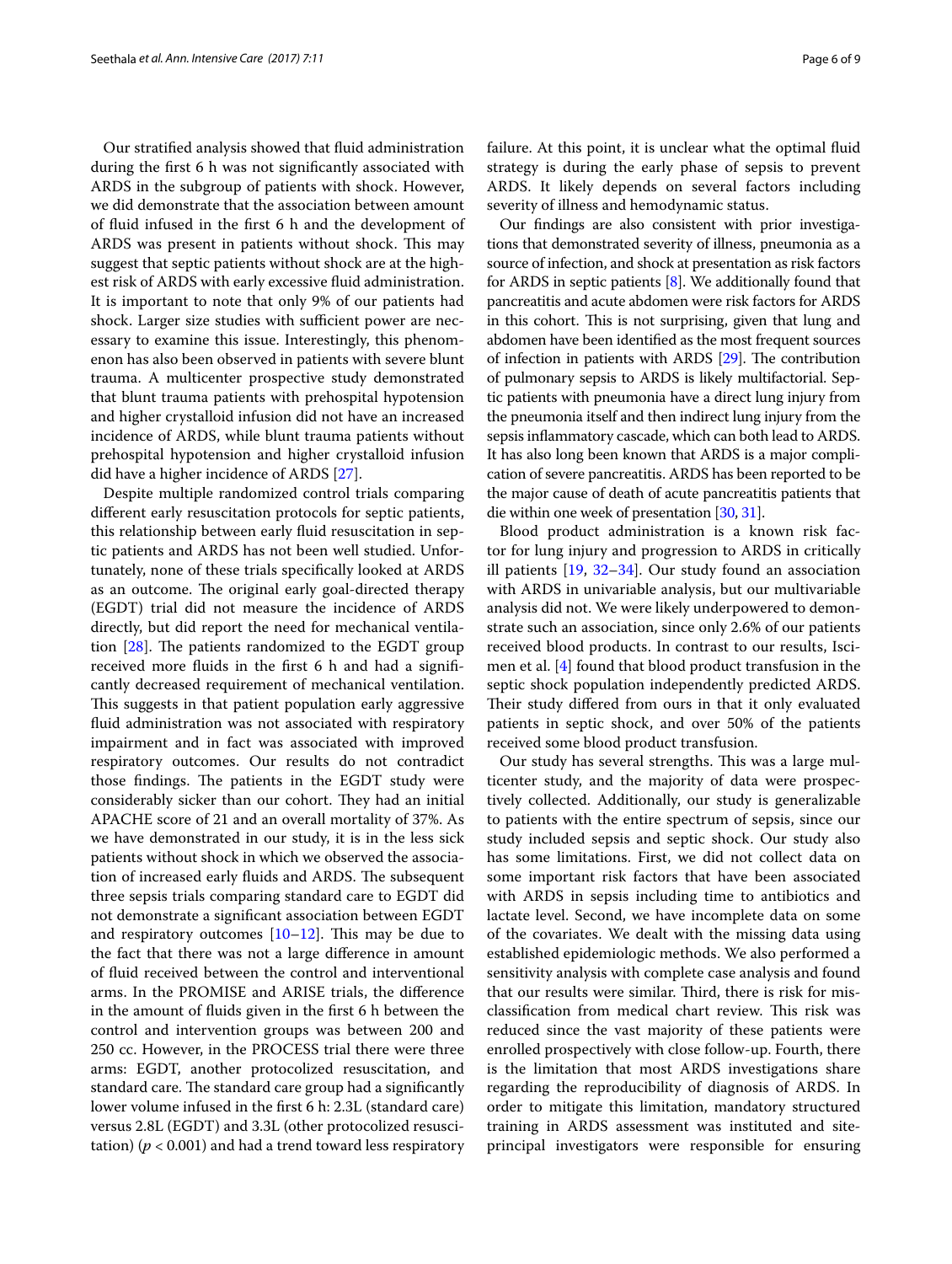Our stratified analysis showed that fluid administration during the first 6 h was not significantly associated with ARDS in the subgroup of patients with shock. However, we did demonstrate that the association between amount of fluid infused in the first 6 h and the development of ARDS was present in patients without shock. This may suggest that septic patients without shock are at the highest risk of ARDS with early excessive fluid administration. It is important to note that only 9% of our patients had shock. Larger size studies with sufficient power are necessary to examine this issue. Interestingly, this phenomenon has also been observed in patients with severe blunt trauma. A multicenter prospective study demonstrated that blunt trauma patients with prehospital hypotension and higher crystalloid infusion did not have an increased incidence of ARDS, while blunt trauma patients without prehospital hypotension and higher crystalloid infusion did have a higher incidence of ARDS [27].

Despite multiple randomized control trials comparing different early resuscitation protocols for septic patients, this relationship between early fluid resuscitation in septic patients and ARDS has not been well studied. Unfortunately, none of these trials specifically looked at ARDS as an outcome. The original early goal-directed therapy (EGDT) trial did not measure the incidence of ARDS directly, but did report the need for mechanical ventilation [28]. The patients randomized to the EGDT group received more fluids in the first 6 h and had a significantly decreased requirement of mechanical ventilation. This suggests in that patient population early aggressive fluid administration was not associated with respiratory impairment and in fact was associated with improved respiratory outcomes. Our results do not contradict those findings. The patients in the EGDT study were considerably sicker than our cohort. They had an initial APACHE score of 21 and an overall mortality of 37%. As we have demonstrated in our study, it is in the less sick patients without shock in which we observed the association of increased early fluids and ARDS. The subsequent three sepsis trials comparing standard care to EGDT did not demonstrate a significant association between EGDT and respiratory outcomes [10–12]. This may be due to the fact that there was not a large difference in amount of fluid received between the control and interventional arms. In the PROMISE and ARISE trials, the difference in the amount of fluids given in the first 6 h between the control and intervention groups was between 200 and 250 cc. However, in the PROCESS trial there were three arms: EGDT, another protocolized resuscitation, and standard care. The standard care group had a significantly lower volume infused in the first 6 h: 2.3L (standard care) versus 2.8L (EGDT) and 3.3L (other protocolized resuscitation) ($p < 0.001$) and had a trend toward less respiratory failure. At this point, it is unclear what the optimal fluid strategy is during the early phase of sepsis to prevent ARDS. It likely depends on several factors including severity of illness and hemodynamic status.

Our findings are also consistent with prior investigations that demonstrated severity of illness, pneumonia as a source of infection, and shock at presentation as risk factors for ARDS in septic patients [8]. We additionally found that pancreatitis and acute abdomen were risk factors for ARDS in this cohort. This is not surprising, given that lung and abdomen have been identified as the most frequent sources of infection in patients with ARDS [29]. The contribution of pulmonary sepsis to ARDS is likely multifactorial. Septic patients with pneumonia have a direct lung injury from the pneumonia itself and then indirect lung injury from the sepsis inflammatory cascade, which can both lead to ARDS. It has also long been known that ARDS is a major complication of severe pancreatitis. ARDS has been reported to be the major cause of death of acute pancreatitis patients that die within one week of presentation [30, 31].

Blood product administration is a known risk factor for lung injury and progression to ARDS in critically ill patients [19, 32–34]. Our study found an association with ARDS in univariable analysis, but our multivariable analysis did not. We were likely underpowered to demonstrate such an association, since only 2.6% of our patients received blood products. In contrast to our results, Iscimen et al. [4] found that blood product transfusion in the septic shock population independently predicted ARDS. Their study differed from ours in that it only evaluated patients in septic shock, and over 50% of the patients received some blood product transfusion.

Our study has several strengths. This was a large multicenter study, and the majority of data were prospectively collected. Additionally, our study is generalizable to patients with the entire spectrum of sepsis, since our study included sepsis and septic shock. Our study also has some limitations. First, we did not collect data on some important risk factors that have been associated with ARDS in sepsis including time to antibiotics and lactate level. Second, we have incomplete data on some of the covariates. We dealt with the missing data using established epidemiologic methods. We also performed a sensitivity analysis with complete case analysis and found that our results were similar. Third, there is risk for misclassification from medical chart review. This risk was reduced since the vast majority of these patients were enrolled prospectively with close follow-up. Fourth, there is the limitation that most ARDS investigations share regarding the reproducibility of diagnosis of ARDS. In order to mitigate this limitation, mandatory structured training in ARDS assessment was instituted and site-principal investigators were responsible for ensuring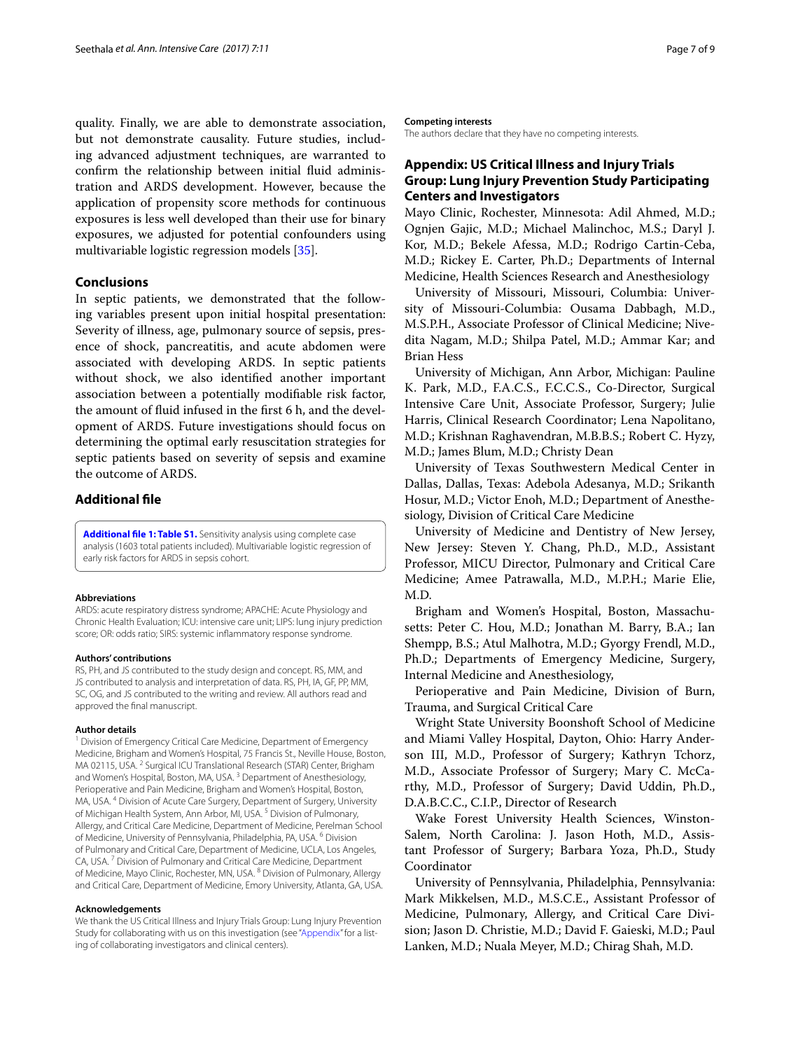quality. Finally, we are able to demonstrate association, but not demonstrate causality. Future studies, including advanced adjustment techniques, are warranted to confirm the relationship between initial fluid administration and ARDS development. However, because the application of propensity score methods for continuous exposures is less well developed than their use for binary exposures, we adjusted for potential confounders using multivariable logistic regression models [35].

## Conclusions

In septic patients, we demonstrated that the following variables present upon initial hospital presentation: Severity of illness, age, pulmonary source of sepsis, presence of shock, pancreatitis, and acute abdomen were associated with developing ARDS. In septic patients without shock, we also identified another important association between a potentially modifiable risk factor, the amount of fluid infused in the first 6 h, and the development of ARDS. Future investigations should focus on determining the optimal early resuscitation strategies for septic patients based on severity of sepsis and examine the outcome of ARDS.

## Additional file

**Additional file 1: Table S1.** Sensitivity analysis using complete case analysis (1603 total patients included). Multivariable logistic regression of early risk factors for ARDS in sepsis cohort.

#### Abbreviations

ARDS: acute respiratory distress syndrome; APACHE: Acute Physiology and Chronic Health Evaluation; ICU: intensive care unit; LIPS: lung injury prediction score; OR: odds ratio; SIRS: systemic inflammatory response syndrome.

#### Authors' contributions

RS, PH, and JS contributed to the study design and concept. RS, MM, and JS contributed to analysis and interpretation of data. RS, PH, IA, GF, PP, MM, SC, OG, and JS contributed to the writing and review. All authors read and approved the final manuscript.

#### Author details

[1] Division of Emergency Critical Care Medicine, Department of Emergency Medicine, Brigham and Women's Hospital, 75 Francis St., Neville House, Boston, MA 02115, USA. [2] Surgical ICU Translational Research (STAR) Center, Brigham and Women's Hospital, Boston, MA, USA. [3] Department of Anesthesiology, Perioperative and Pain Medicine, Brigham and Women's Hospital, Boston, MA, USA. [4] Division of Acute Care Surgery, Department of Surgery, University of Michigan Health System, Ann Arbor, MI, USA. [5] Division of Pulmonary, Allergy, and Critical Care Medicine, Department of Medicine, Perelman School of Medicine, University of Pennsylvania, Philadelphia, PA, USA. [6] Division of Pulmonary and Critical Care, Department of Medicine, UCLA, Los Angeles, CA, USA. [7] Division of Pulmonary and Critical Care Medicine, Department of Medicine, Mayo Clinic, Rochester, MN, USA. [8] Division of Pulmonary, Allergy and Critical Care, Department of Medicine, Emory University, Atlanta, GA, USA.

#### Acknowledgements

We thank the US Critical Illness and Injury Trials Group: Lung Injury Prevention Study for collaborating with us on this investigation (see "Appendix" for a listing of collaborating investigators and clinical centers).

#### Competing interests

The authors declare that they have no competing interests.

## Appendix: US Critical Illness and Injury Trials Group: Lung Injury Prevention Study Participating Centers and Investigators

Mayo Clinic, Rochester, Minnesota: Adil Ahmed, M.D.; Ognjen Gajic, M.D.; Michael Malinchoc, M.S.; Daryl J. Kor, M.D.; Bekele Afessa, M.D.; Rodrigo Cartin-Ceba, M.D.; Rickey E. Carter, Ph.D.; Departments of Internal Medicine, Health Sciences Research and Anesthesiology

University of Missouri, Missouri, Columbia: University of Missouri-Columbia: Ousama Dabbagh, M.D., M.S.P.H., Associate Professor of Clinical Medicine; Nivedita Nagam, M.D.; Shilpa Patel, M.D.; Ammar Kar; and Brian Hess

University of Michigan, Ann Arbor, Michigan: Pauline K. Park, M.D., F.A.C.S., F.C.C.S., Co-Director, Surgical Intensive Care Unit, Associate Professor, Surgery; Julie Harris, Clinical Research Coordinator; Lena Napolitano, M.D.; Krishnan Raghavendran, M.B.B.S.; Robert C. Hyzy, M.D.; James Blum, M.D.; Christy Dean

University of Texas Southwestern Medical Center in Dallas, Dallas, Texas: Adebola Adesanya, M.D.; Srikanth Hosur, M.D.; Victor Enoh, M.D.; Department of Anesthesiology, Division of Critical Care Medicine

University of Medicine and Dentistry of New Jersey, New Jersey: Steven Y. Chang, Ph.D., M.D., Assistant Professor, MICU Director, Pulmonary and Critical Care Medicine; Amee Patrawalla, M.D., M.P.H.; Marie Elie, M.D.

Brigham and Women's Hospital, Boston, Massachusetts: Peter C. Hou, M.D.; Jonathan M. Barry, B.A.; Ian Shempp, B.S.; Atul Malhotra, M.D.; Gyorgy Frendl, M.D., Ph.D.; Departments of Emergency Medicine, Surgery, Internal Medicine and Anesthesiology,

Perioperative and Pain Medicine, Division of Burn, Trauma, and Surgical Critical Care

Wright State University Boonshoft School of Medicine and Miami Valley Hospital, Dayton, Ohio: Harry Anderson III, M.D., Professor of Surgery; Kathryn Tchorz, M.D., Associate Professor of Surgery; Mary C. McCarthy, M.D., Professor of Surgery; David Uddin, Ph.D., D.A.B.C.C., C.I.P., Director of Research

Wake Forest University Health Sciences, Winston-Salem, North Carolina: J. Jason Hoth, M.D., Assistant Professor of Surgery; Barbara Yoza, Ph.D., Study Coordinator

University of Pennsylvania, Philadelphia, Pennsylvania: Mark Mikkelsen, M.D., M.S.C.E., Assistant Professor of Medicine, Pulmonary, Allergy, and Critical Care Division; Jason D. Christie, M.D.; David F. Gaieski, M.D.; Paul Lanken, M.D.; Nuala Meyer, M.D.; Chirag Shah, M.D.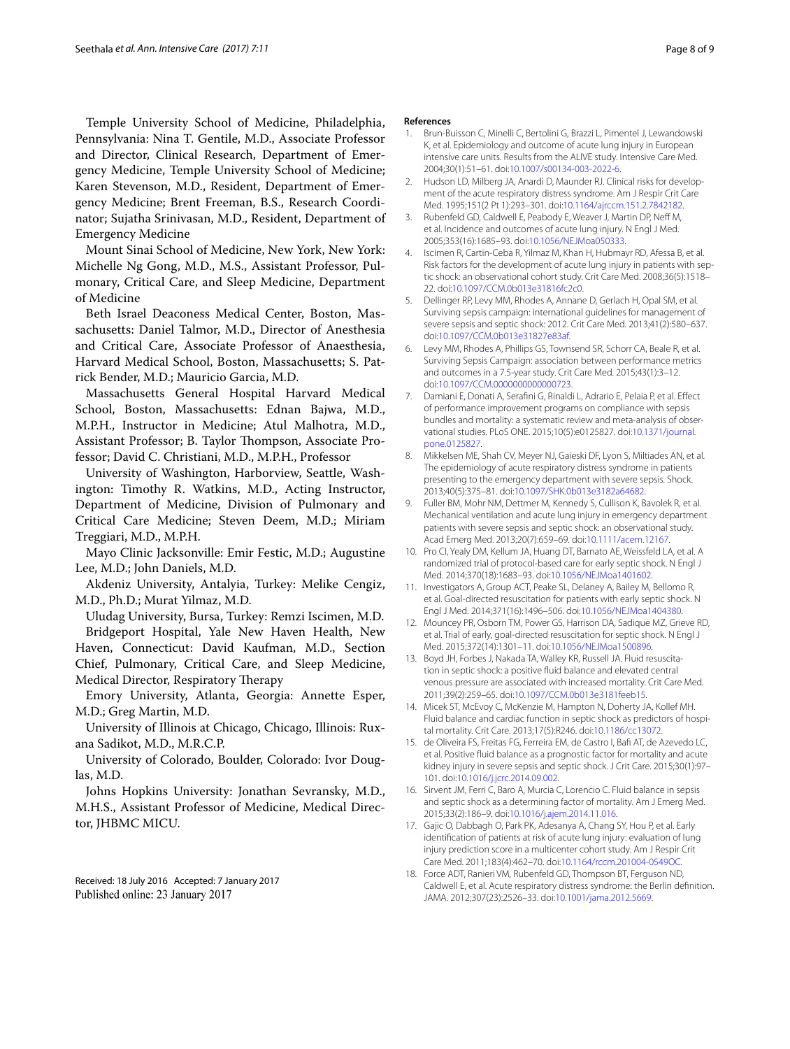Temple University School of Medicine, Philadelphia, Pennsylvania: Nina T. Gentile, M.D., Associate Professor and Director, Clinical Research, Department of Emergency Medicine, Temple University School of Medicine; Karen Stevenson, M.D., Resident, Department of Emergency Medicine; Brent Freeman, B.S., Research Coordinator; Sujatha Srinivasan, M.D., Resident, Department of Emergency Medicine

Mount Sinai School of Medicine, New York, New York: Michelle Ng Gong, M.D., M.S., Assistant Professor, Pulmonary, Critical Care, and Sleep Medicine, Department of Medicine

Beth Israel Deaconess Medical Center, Boston, Massachusetts: Daniel Talmor, M.D., Director of Anesthesia and Critical Care, Associate Professor of Anaesthesia, Harvard Medical School, Boston, Massachusetts; S. Patrick Bender, M.D.; Mauricio Garcia, M.D.

Massachusetts General Hospital Harvard Medical School, Boston, Massachusetts: Ednan Bajwa, M.D., M.P.H., Instructor in Medicine; Atul Malhotra, M.D., Assistant Professor; B. Taylor Thompson, Associate Professor; David C. Christiani, M.D., M.P.H., Professor

University of Washington, Harborview, Seattle, Washington: Timothy R. Watkins, M.D., Acting Instructor, Department of Medicine, Division of Pulmonary and Critical Care Medicine; Steven Deem, M.D.; Miriam Treggiari, M.D., M.P.H.

Mayo Clinic Jacksonville: Emir Festic, M.D.; Augustine Lee, M.D.; John Daniels, M.D.

Akdeniz University, Antalyia, Turkey: Melike Cengiz, M.D., Ph.D.; Murat Yilmaz, M.D.

Uludag University, Bursa, Turkey: Remzi Iscimen, M.D.

Bridgeport Hospital, Yale New Haven Health, New Haven, Connecticut: David Kaufman, M.D., Section Chief, Pulmonary, Critical Care, and Sleep Medicine, Medical Director, Respiratory Therapy

Emory University, Atlanta, Georgia: Annette Esper, M.D.; Greg Martin, M.D.

University of Illinois at Chicago, Chicago, Illinois: Ruxana Sadikot, M.D., M.R.C.P.

University of Colorado, Boulder, Colorado: Ivor Douglas, M.D.

Johns Hopkins University: Jonathan Sevransky, M.D., M.H.S., Assistant Professor of Medicine, Medical Director, JHBMC MICU.

Received: 18 July 2016 Accepted: 7 January 2017
Published online: 23 January 2017

## References

1. Brun-Buisson C, Minelli C, Bertolini G, Brazzi L, Pimentel J, Lewandowski K, et al. Epidemiology and outcome of acute lung injury in European intensive care units. Results from the ALIVE study. Intensive Care Med. 2004;30(1):51–61. doi:10.1007/s00134-003-2022-6.
2. Hudson LD, Milberg JA, Anardi D, Maunder RJ. Clinical risks for development of the acute respiratory distress syndrome. Am J Respir Crit Care Med. 1995;151(2 Pt 1):293–301. doi:10.1164/ajrccm.151.2.7842182.
3. Rubenfeld GD, Caldwell E, Peabody E, Weaver J, Martin DP, Neff M, et al. Incidence and outcomes of acute lung injury. N Engl J Med. 2005;353(16):1685–93. doi:10.1056/NEJMoa050333.
4. Iscimen R, Cartin-Ceba R, Yilmaz M, Khan H, Hubmayr RD, Afessa B, et al. Risk factors for the development of acute lung injury in patients with septic shock: an observational cohort study. Crit Care Med. 2008;36(5):1518–22. doi:10.1097/CCM.0b013e31816fc2c0.
5. Dellinger RP, Levy MM, Rhodes A, Annane D, Gerlach H, Opal SM, et al. Surviving sepsis campaign: international guidelines for management of severe sepsis and septic shock: 2012. Crit Care Med. 2013;41(2):580–637. doi:10.1097/CCM.0b013e31827e83af.
6. Levy MM, Rhodes A, Phillips GS, Townsend SR, Schorr CA, Beale R, et al. Surviving Sepsis Campaign: association between performance metrics and outcomes in a 7.5-year study. Crit Care Med. 2015;43(1):3–12. doi:10.1097/CCM.0000000000000723.
7. Damiani E, Donati A, Serafini G, Rinaldi L, Adrario E, Pelaia P, et al. Effect of performance improvement programs on compliance with sepsis bundles and mortality: a systematic review and meta-analysis of observational studies. PLoS ONE. 2015;10(5):e0125827. doi:10.1371/journal.pone.0125827.
8. Mikkelsen ME, Shah CV, Meyer NJ, Gaieski DF, Lyon S, Miltiades AN, et al. The epidemiology of acute respiratory distress syndrome in patients presenting to the emergency department with severe sepsis. Shock. 2013;40(5):375–81. doi:10.1097/SHK.0b013e3182a64682.
9. Fuller BM, Mohr NM, Dettmer M, Kennedy S, Cullison K, Bavolek R, et al. Mechanical ventilation and acute lung injury in emergency department patients with severe sepsis and septic shock: an observational study. Acad Emerg Med. 2013;20(7):659–69. doi:10.1111/acem.12167.
10. Pro CI, Yealy DM, Kellum JA, Huang DT, Barnato AE, Weissfeld LA, et al. A randomized trial of protocol-based care for early septic shock. N Engl J Med. 2014;370(18):1683–93. doi:10.1056/NEJMoa1401602.
11. Investigators A, Group ACT, Peake SL, Delaney A, Bailey M, Bellomo R, et al. Goal-directed resuscitation for patients with early septic shock. N Engl J Med. 2014;371(16):1496–506. doi:10.1056/NEJMoa1404380.
12. Mouncey PR, Osborn TM, Power GS, Harrison DA, Sadique MZ, Grieve RD, et al. Trial of early, goal-directed resuscitation for septic shock. N Engl J Med. 2015;372(14):1301–11. doi:10.1056/NEJMoa1500896.
13. Boyd JH, Forbes J, Nakada TA, Walley KR, Russell JA. Fluid resuscitation in septic shock: a positive fluid balance and elevated central venous pressure are associated with increased mortality. Crit Care Med. 2011;39(2):259–65. doi:10.1097/CCM.0b013e3181feeb15.
14. Micek ST, McEvoy C, McKenzie M, Hampton N, Doherty JA, Kollef MH. Fluid balance and cardiac function in septic shock as predictors of hospital mortality. Crit Care. 2013;17(5):R246. doi:10.1186/cc13072.
15. de Oliveira FS, Freitas FG, Ferreira EM, de Castro I, Bafi AT, de Azevedo LC, et al. Positive fluid balance as a prognostic factor for mortality and acute kidney injury in severe sepsis and septic shock. J Crit Care. 2015;30(1):97–101. doi:10.1016/j.jcrc.2014.09.002.
16. Sirvent JM, Ferri C, Baro A, Murcia C, Lorencio C. Fluid balance in sepsis and septic shock as a determining factor of mortality. Am J Emerg Med. 2015;33(2):186–9. doi:10.1016/j.ajem.2014.11.016.
17. Gajic O, Dabbagh O, Park PK, Adesanya A, Chang SY, Hou P, et al. Early identification of patients at risk of acute lung injury: evaluation of lung injury prediction score in a multicenter cohort study. Am J Respir Crit Care Med. 2011;183(4):462–70. doi:10.1164/rccm.201004-0549OC.
18. Force ADT, Ranieri VM, Rubenfeld GD, Thompson BT, Ferguson ND, Caldwell E, et al. Acute respiratory distress syndrome: the Berlin definition. JAMA. 2012;307(23):2526–33. doi:10.1001/jama.2012.5669.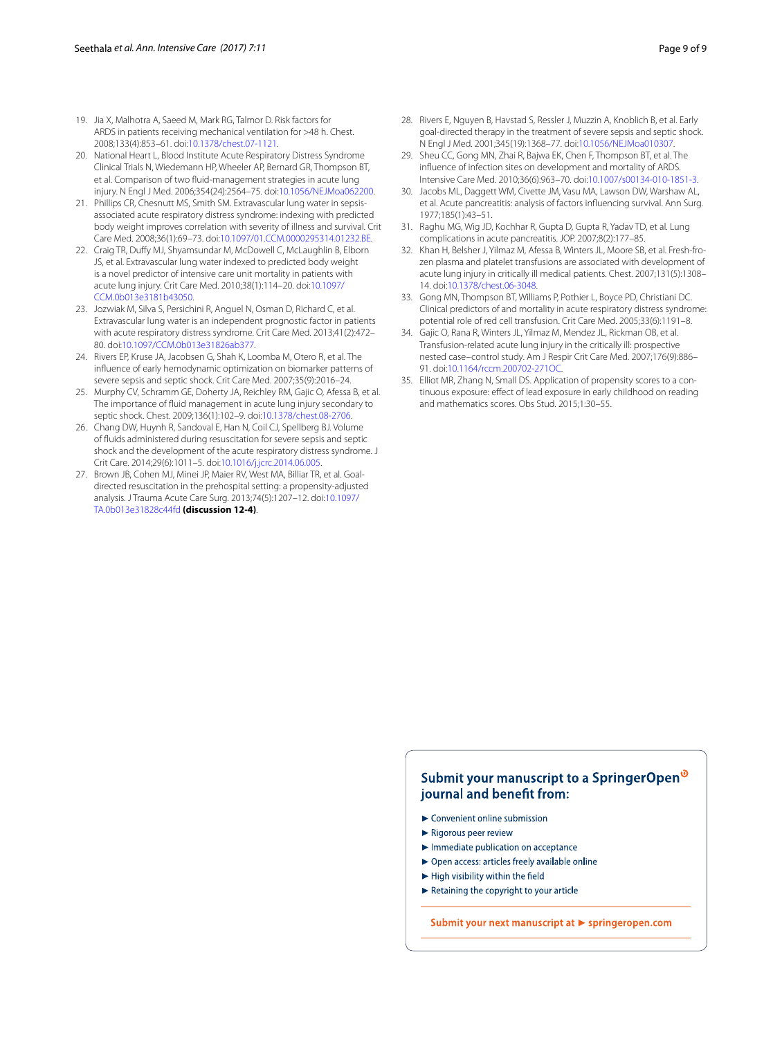19. Jia X, Malhotra A, Saeed M, Mark RG, Talmor D. Risk factors for ARDS in patients receiving mechanical ventilation for >48 h. Chest. 2008;133(4):853–61. doi:10.1378/chest.07-1121.
20. National Heart L, Blood Institute Acute Respiratory Distress Syndrome Clinical Trials N, Wiedemann HP, Wheeler AP, Bernard GR, Thompson BT, et al. Comparison of two fluid-management strategies in acute lung injury. N Engl J Med. 2006;354(24):2564–75. doi:10.1056/NEJMoa062200.
21. Phillips CR, Chesnutt MS, Smith SM. Extravascular lung water in sepsis-associated acute respiratory distress syndrome: indexing with predicted body weight improves correlation with severity of illness and survival. Crit Care Med. 2008;36(1):69–73. doi:10.1097/01.CCM.0000295314.01232.BE.
22. Craig TR, Duffy MJ, Shyamsundar M, McDowell C, McLaughlin B, Elborn JS, et al. Extravascular lung water indexed to predicted body weight is a novel predictor of intensive care unit mortality in patients with acute lung injury. Crit Care Med. 2010;38(1):114–20. doi:10.1097/CCM.0b013e3181b43050.
23. Jozwiak M, Silva S, Persichini R, Anguel N, Osman D, Richard C, et al. Extravascular lung water is an independent prognostic factor in patients with acute respiratory distress syndrome. Crit Care Med. 2013;41(2):472–80. doi:10.1097/CCM.0b013e31826ab377.
24. Rivers EP, Kruse JA, Jacobsen G, Shah K, Loomba M, Otero R, et al. The influence of early hemodynamic optimization on biomarker patterns of severe sepsis and septic shock. Crit Care Med. 2007;35(9):2016–24.
25. Murphy CV, Schramm GE, Doherty JA, Reichley RM, Gajic O, Afessa B, et al. The importance of fluid management in acute lung injury secondary to septic shock. Chest. 2009;136(1):102–9. doi:10.1378/chest.08-2706.
26. Chang DW, Huynh R, Sandoval E, Han N, Coil CJ, Spellberg BJ. Volume of fluids administered during resuscitation for severe sepsis and septic shock and the development of the acute respiratory distress syndrome. J Crit Care. 2014;29(6):1011–5. doi:10.1016/j.jcrc.2014.06.005.
27. Brown JB, Cohen MJ, Minei JP, Maier RV, West MA, Billiar TR, et al. Goal-directed resuscitation in the prehospital setting: a propensity-adjusted analysis. J Trauma Acute Care Surg. 2013;74(5):1207–12. doi:10.1097/TA.0b013e31828c44fd **(discussion 12-4)**.
28. Rivers E, Nguyen B, Havstad S, Ressler J, Muzzin A, Knoblich B, et al. Early goal-directed therapy in the treatment of severe sepsis and septic shock. N Engl J Med. 2001;345(19):1368–77. doi:10.1056/NEJMoa010307.
29. Sheu CC, Gong MN, Zhai R, Bajwa EK, Chen F, Thompson BT, et al. The influence of infection sites on development and mortality of ARDS. Intensive Care Med. 2010;36(6):963–70. doi:10.1007/s00134-010-1851-3.
30. Jacobs ML, Daggett WM, Civette JM, Vasu MA, Lawson DW, Warshaw AL, et al. Acute pancreatitis: analysis of factors influencing survival. Ann Surg. 1977;185(1):43–51.
31. Raghu MG, Wig JD, Kochhar R, Gupta D, Gupta R, Yadav TD, et al. Lung complications in acute pancreatitis. JOP. 2007;8(2):177–85.
32. Khan H, Belsher J, Yilmaz M, Afessa B, Winters JL, Moore SB, et al. Fresh-frozen plasma and platelet transfusions are associated with development of acute lung injury in critically ill medical patients. Chest. 2007;131(5):1308–14. doi:10.1378/chest.06-3048.
33. Gong MN, Thompson BT, Williams P, Pothier L, Boyce PD, Christiani DC. Clinical predictors of and mortality in acute respiratory distress syndrome: potential role of red cell transfusion. Crit Care Med. 2005;33(6):1191–8.
34. Gajic O, Rana R, Winters JL, Yilmaz M, Mendez JL, Rickman OB, et al. Transfusion-related acute lung injury in the critically ill: prospective nested case–control study. Am J Respir Crit Care Med. 2007;176(9):886–91. doi:10.1164/rccm.200702-271OC.
35. Elliot MR, Zhang N, Small DS. Application of propensity scores to a continuous exposure: effect of lead exposure in early childhood on reading and mathematics scores. Obs Stud. 2015;1:30–55.

**Submit your manuscript to a SpringerOpen journal and benefit from:**

- ▶ Convenient online submission
- ▶ Rigorous peer review
- ▶ Immediate publication on acceptance
- ▶ Open access: articles freely available online
- ▶ High visibility within the field
- ▶ Retaining the copyright to your article

**Submit your next manuscript at ▶ springeropen.com**